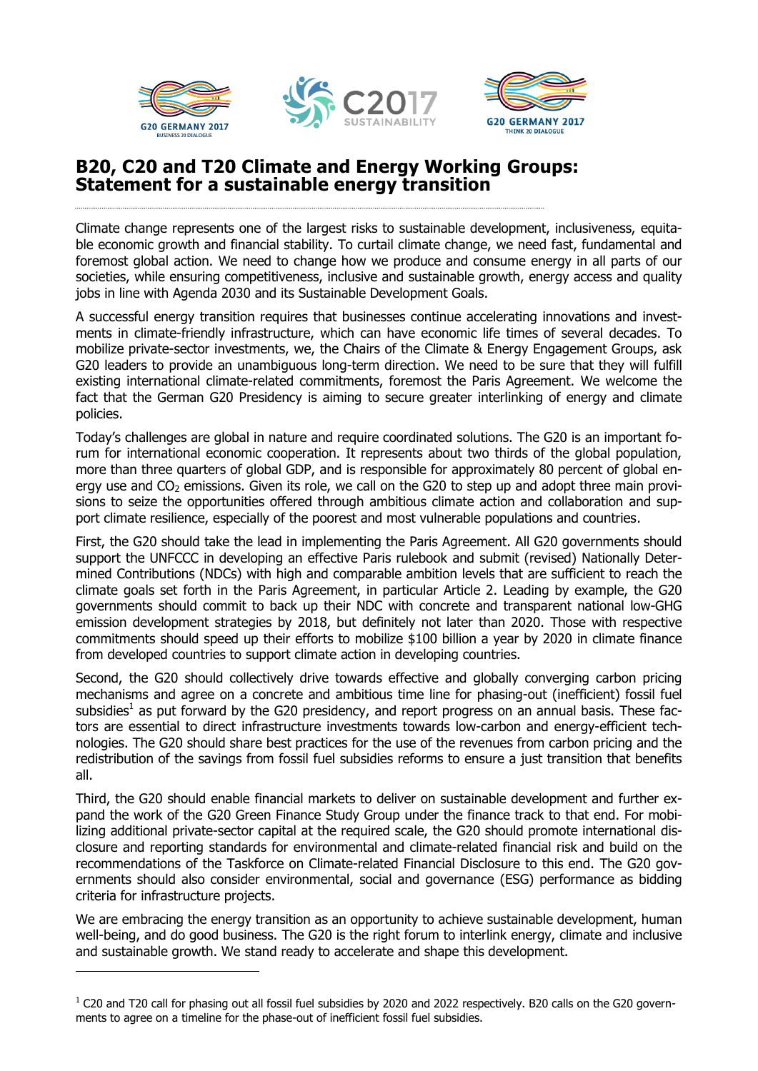# B20, C20 and T20 Climate and Energy Working Groups: Statement for a sustainable energy transition

Climate change represents one of the largest risks to sustainable development, inclusiveness, equitable economic growth and financial stability. To curtail climate change, we need fast, fundamental and foremost global action. We need to change how we produce and consume energy in all parts of our societies, while ensuring competitiveness, inclusive and sustainable growth, energy access and quality jobs in line with Agenda 2030 and its Sustainable Development Goals.

A successful energy transition requires that businesses continue accelerating innovations and investments in climate-friendly infrastructure, which can have economic life times of several decades. To mobilize private-sector investments, we, the Chairs of the Climate & Energy Engagement Groups, ask G20 leaders to provide an unambiguous long-term direction. We need to be sure that they will fulfill existing international climate-related commitments, foremost the Paris Agreement. We welcome the fact that the German G20 Presidency is aiming to secure greater interlinking of energy and climate policies.

Today's challenges are global in nature and require coordinated solutions. The G20 is an important forum for international economic cooperation. It represents about two thirds of the global population, more than three quarters of global GDP, and is responsible for approximately 80 percent of global energy use and $CO_2$ emissions. Given its role, we call on the G20 to step up and adopt three main provisions to seize the opportunities offered through ambitious climate action and collaboration and support climate resilience, especially of the poorest and most vulnerable populations and countries.

First, the G20 should take the lead in implementing the Paris Agreement. All G20 governments should support the UNFCCC in developing an effective Paris rulebook and submit (revised) Nationally Determined Contributions (NDCs) with high and comparable ambition levels that are sufficient to reach the climate goals set forth in the Paris Agreement, in particular Article 2. Leading by example, the G20 governments should commit to back up their NDC with concrete and transparent national low-GHG emission development strategies by 2018, but definitely not later than 2020. Those with respective commitments should speed up their efforts to mobilize $100 billion a year by 2020 in climate finance from developed countries to support climate action in developing countries.

Second, the G20 should collectively drive towards effective and globally converging carbon pricing mechanisms and agree on a concrete and ambitious time line for phasing-out (inefficient) fossil fuel subsidies[1] as put forward by the G20 presidency, and report progress on an annual basis. These factors are essential to direct infrastructure investments towards low-carbon and energy-efficient technologies. The G20 should share best practices for the use of the revenues from carbon pricing and the redistribution of the savings from fossil fuel subsidies reforms to ensure a just transition that benefits all.

Third, the G20 should enable financial markets to deliver on sustainable development and further expand the work of the G20 Green Finance Study Group under the finance track to that end. For mobilizing additional private-sector capital at the required scale, the G20 should promote international disclosure and reporting standards for environmental and climate-related financial risk and build on the recommendations of the Taskforce on Climate-related Financial Disclosure to this end. The G20 governments should also consider environmental, social and governance (ESG) performance as bidding criteria for infrastructure projects.

We are embracing the energy transition as an opportunity to achieve sustainable development, human well-being, and do good business. The G20 is the right forum to interlink energy, climate and inclusive and sustainable growth. We stand ready to accelerate and shape this development.

---

[1] C20 and T20 call for phasing out all fossil fuel subsidies by 2020 and 2022 respectively. B20 calls on the G20 governments to agree on a timeline for the phase-out of inefficient fossil fuel subsidies.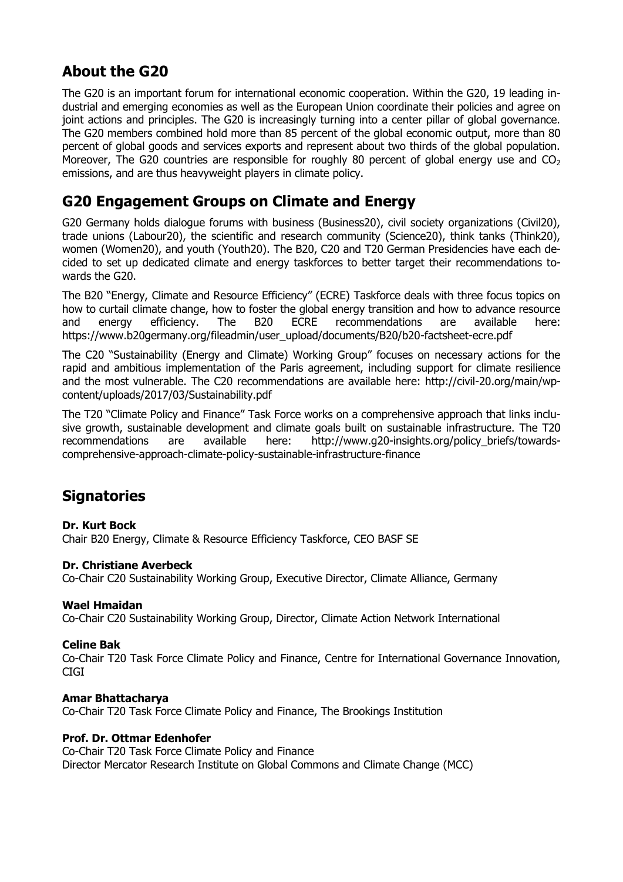## About the G20

The G20 is an important forum for international economic cooperation. Within the G20, 19 leading industrial and emerging economies as well as the European Union coordinate their policies and agree on joint actions and principles. The G20 is increasingly turning into a center pillar of global governance. The G20 members combined hold more than 85 percent of the global economic output, more than 80 percent of global goods and services exports and represent about two thirds of the global population. Moreover, The G20 countries are responsible for roughly 80 percent of global energy use and $CO_2$ emissions, and are thus heavyweight players in climate policy.

## G20 Engagement Groups on Climate and Energy

G20 Germany holds dialogue forums with business (Business20), civil society organizations (Civil20), trade unions (Labour20), the scientific and research community (Science20), think tanks (Think20), women (Women20), and youth (Youth20). The B20, C20 and T20 German Presidencies have each decided to set up dedicated climate and energy taskforces to better target their recommendations towards the G20.

The B20 "Energy, Climate and Resource Efficiency" (ECRE) Taskforce deals with three focus topics on how to curtail climate change, how to foster the global energy transition and how to advance resource and energy efficiency. The B20 ECRE recommendations are available here: https://www.b20germany.org/fileadmin/user_upload/documents/B20/b20-factsheet-ecre.pdf

The C20 "Sustainability (Energy and Climate) Working Group" focuses on necessary actions for the rapid and ambitious implementation of the Paris agreement, including support for climate resilience and the most vulnerable. The C20 recommendations are available here: http://civil-20.org/main/wp-content/uploads/2017/03/Sustainability.pdf

The T20 "Climate Policy and Finance" Task Force works on a comprehensive approach that links inclusive growth, sustainable development and climate goals built on sustainable infrastructure. The T20 recommendations are available here: http://www.g20-insights.org/policy_briefs/towards-comprehensive-approach-climate-policy-sustainable-infrastructure-finance

## Signatories

**Dr. Kurt Bock**
Chair B20 Energy, Climate & Resource Efficiency Taskforce, CEO BASF SE

**Dr. Christiane Averbeck**
Co-Chair C20 Sustainability Working Group, Executive Director, Climate Alliance, Germany

**Wael Hmaidan**
Co-Chair C20 Sustainability Working Group, Director, Climate Action Network International

**Celine Bak**
Co-Chair T20 Task Force Climate Policy and Finance, Centre for International Governance Innovation, CIGI

**Amar Bhattacharya**
Co-Chair T20 Task Force Climate Policy and Finance, The Brookings Institution

**Prof. Dr. Ottmar Edenhofer**
Co-Chair T20 Task Force Climate Policy and Finance
Director Mercator Research Institute on Global Commons and Climate Change (MCC)